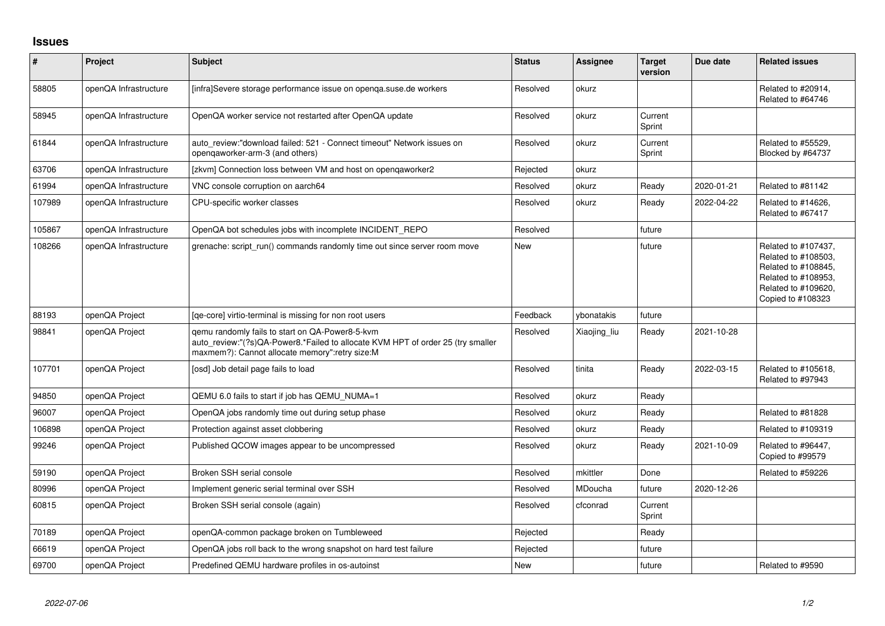# Issues

| # | Project | Subject | Status | Assignee | Target version | Due date | Related issues |
|---|---|---|---|---|---|---|---|
| 58805 | openQA Infrastructure | [infra]Severe storage performance issue on openqa.suse.de workers | Resolved | okurz | | | Related to #20914, Related to #64746 |
| 58945 | openQA Infrastructure | OpenQA worker service not restarted after OpenQA update | Resolved | okurz | Current Sprint | | |
| 61844 | openQA Infrastructure | auto_review:"download failed: 521 - Connect timeout" Network issues on openqaworker-arm-3 (and others) | Resolved | okurz | Current Sprint | | Related to #55529, Blocked by #64737 |
| 63706 | openQA Infrastructure | [zkvm] Connection loss between VM and host on openqaworker2 | Rejected | okurz | | | |
| 61994 | openQA Infrastructure | VNC console corruption on aarch64 | Resolved | okurz | Ready | 2020-01-21 | Related to #81142 |
| 107989 | openQA Infrastructure | CPU-specific worker classes | Resolved | okurz | Ready | 2022-04-22 | Related to #14626, Related to #67417 |
| 105867 | openQA Infrastructure | OpenQA bot schedules jobs with incomplete INCIDENT_REPO | Resolved | | future | | |
| 108266 | openQA Infrastructure | grenache: script_run() commands randomly time out since server room move | New | | future | | Related to #107437, Related to #108503, Related to #108845, Related to #108953, Related to #109620, Copied to #108323 |
| 88193 | openQA Project | [qe-core] virtio-terminal is missing for non root users | Feedback | ybonatakis | future | | |
| 98841 | openQA Project | qemu randomly fails to start on QA-Power8-5-kvm auto_review:"(?s)QA-Power8.*Failed to allocate KVM HPT of order 25 (try smaller maxmem?): Cannot allocate memory":retry size:M | Resolved | Xiaojing_liu | Ready | 2021-10-28 | |
| 107701 | openQA Project | [osd] Job detail page fails to load | Resolved | tinita | Ready | 2022-03-15 | Related to #105618, Related to #97943 |
| 94850 | openQA Project | QEMU 6.0 fails to start if job has QEMU_NUMA=1 | Resolved | okurz | Ready | | |
| 96007 | openQA Project | OpenQA jobs randomly time out during setup phase | Resolved | okurz | Ready | | Related to #81828 |
| 106898 | openQA Project | Protection against asset clobbering | Resolved | okurz | Ready | | Related to #109319 |
| 99246 | openQA Project | Published QCOW images appear to be uncompressed | Resolved | okurz | Ready | 2021-10-09 | Related to #96447, Copied to #99579 |
| 59190 | openQA Project | Broken SSH serial console | Resolved | mkittler | Done | | Related to #59226 |
| 80996 | openQA Project | Implement generic serial terminal over SSH | Resolved | MDoucha | future | 2020-12-26 | |
| 60815 | openQA Project | Broken SSH serial console (again) | Resolved | cfconrad | Current Sprint | | |
| 70189 | openQA Project | openQA-common package broken on Tumbleweed | Rejected | | Ready | | |
| 66619 | openQA Project | OpenQA jobs roll back to the wrong snapshot on hard test failure | Rejected | | future | | |
| 69700 | openQA Project | Predefined QEMU hardware profiles in os-autoinst | New | | future | | Related to #9590 |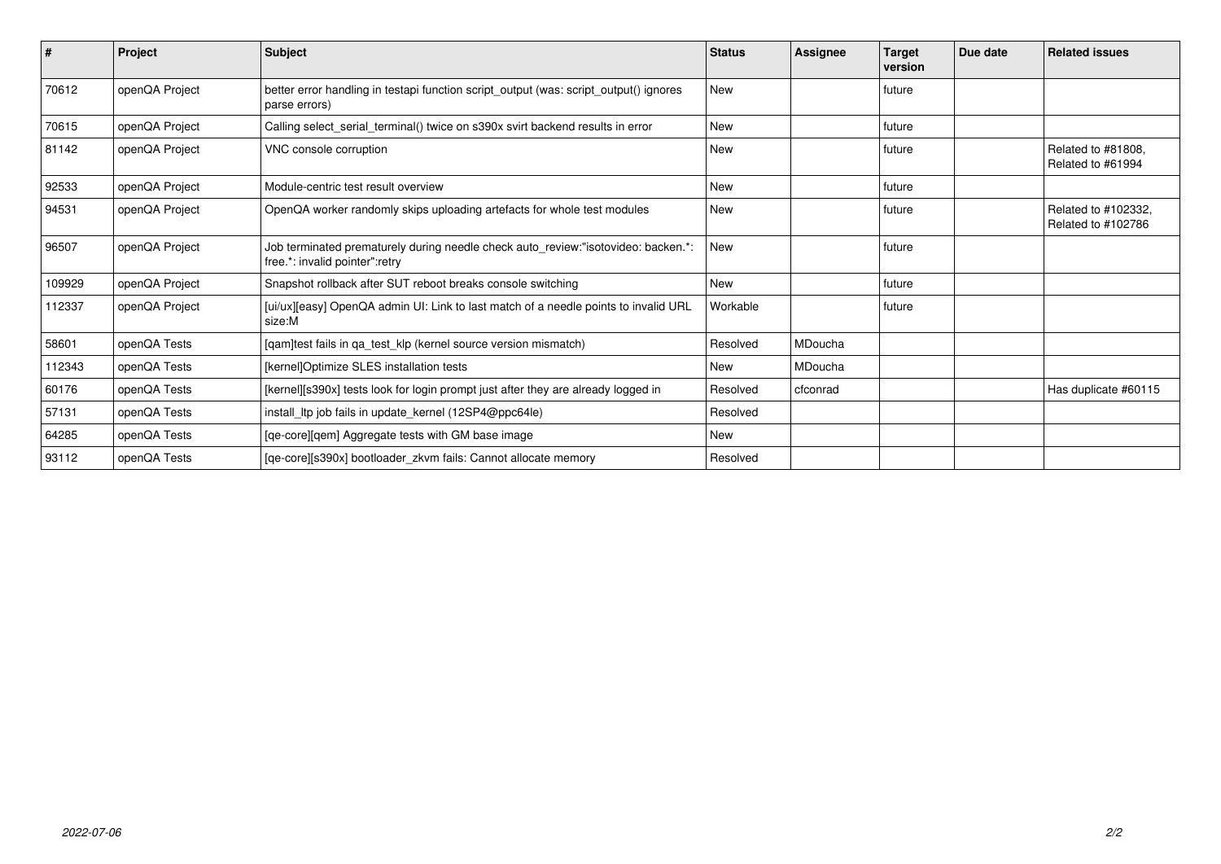| # | Project | Subject | Status | Assignee | Target version | Due date | Related issues |
|---|---|---|---|---|---|---|---|
| 70612 | openQA Project | better error handling in testapi function script_output (was: script_output() ignores parse errors) | New | | future | | |
| 70615 | openQA Project | Calling select_serial_terminal() twice on s390x svirt backend results in error | New | | future | | |
| 81142 | openQA Project | VNC console corruption | New | | future | | Related to #81808, Related to #61994 |
| 92533 | openQA Project | Module-centric test result overview | New | | future | | |
| 94531 | openQA Project | OpenQA worker randomly skips uploading artefacts for whole test modules | New | | future | | Related to #102332, Related to #102786 |
| 96507 | openQA Project | Job terminated prematurely during needle check auto_review:"isotovideo: backen.*: free.*: invalid pointer":retry | New | | future | | |
| 109929 | openQA Project | Snapshot rollback after SUT reboot breaks console switching | New | | future | | |
| 112337 | openQA Project | [ui/ux][easy] OpenQA admin UI: Link to last match of a needle points to invalid URL size:M | Workable | | future | | |
| 58601 | openQA Tests | [qam]test fails in qa_test_klp (kernel source version mismatch) | Resolved | MDoucha | | | |
| 112343 | openQA Tests | [kernel]Optimize SLES installation tests | New | MDoucha | | | |
| 60176 | openQA Tests | [kernel][s390x] tests look for login prompt just after they are already logged in | Resolved | cfconrad | | | Has duplicate #60115 |
| 57131 | openQA Tests | install_ltp job fails in update_kernel (12SP4@ppc64le) | Resolved | | | | |
| 64285 | openQA Tests | [qe-core][qem] Aggregate tests with GM base image | New | | | | |
| 93112 | openQA Tests | [qe-core][s390x] bootloader_zkvm fails: Cannot allocate memory | Resolved | | | | |